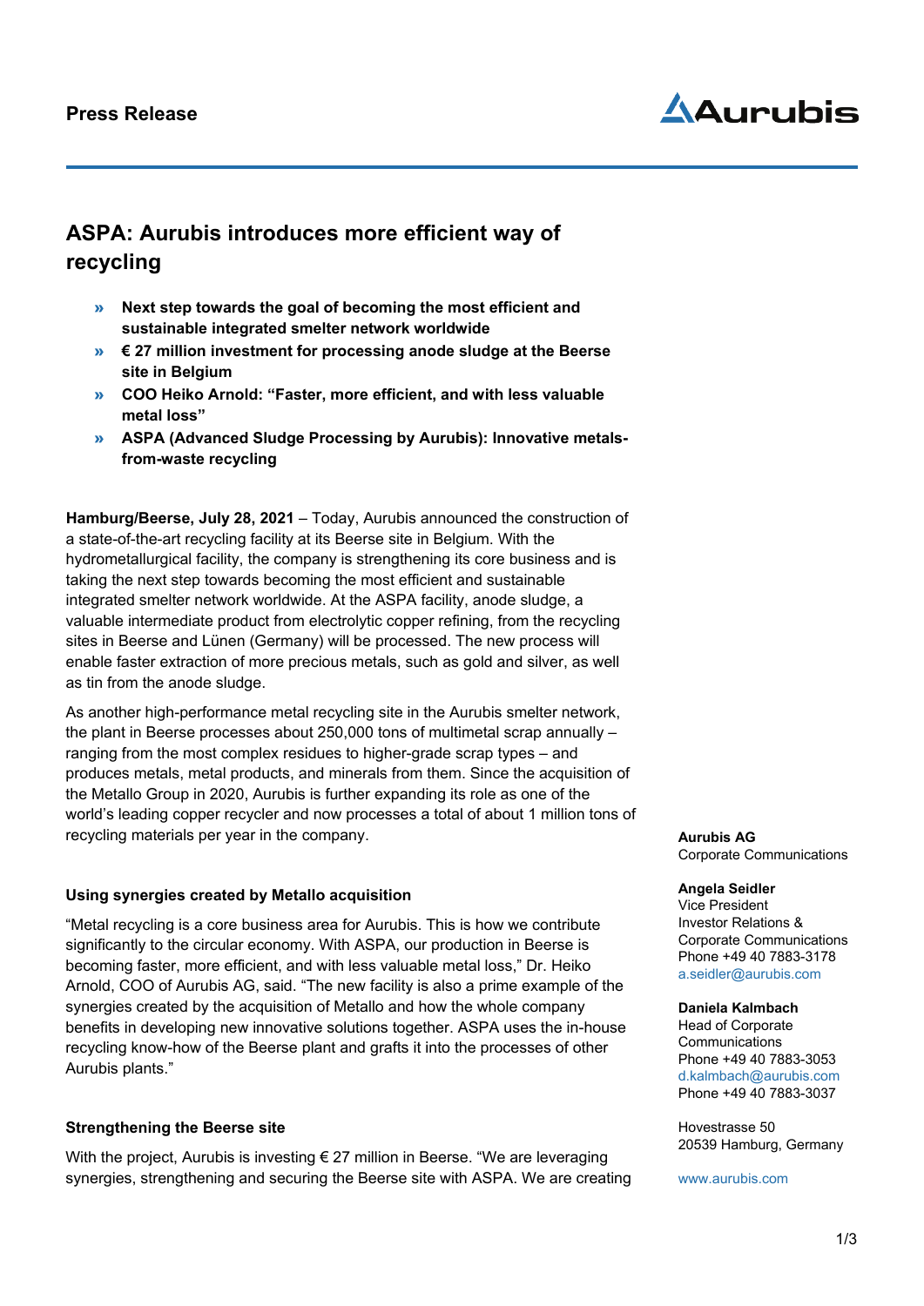Press Release

# ASPA: Aurubis introduces more efficient way of recycling

- **Next step towards the goal of becoming the most efficient and sustainable integrated smelter network worldwide**
- **€ 27 million investment for processing anode sludge at the Beerse site in Belgium**
- **COO Heiko Arnold: "Faster, more efficient, and with less valuable metal loss"**
- **ASPA (Advanced Sludge Processing by Aurubis): Innovative metals-from-waste recycling**

**Hamburg/Beerse, July 28, 2021** – Today, Aurubis announced the construction of a state-of-the-art recycling facility at its Beerse site in Belgium. With the hydrometallurgical facility, the company is strengthening its core business and is taking the next step towards becoming the most efficient and sustainable integrated smelter network worldwide. At the ASPA facility, anode sludge, a valuable intermediate product from electrolytic copper refining, from the recycling sites in Beerse and Lünen (Germany) will be processed. The new process will enable faster extraction of more precious metals, such as gold and silver, as well as tin from the anode sludge.

As another high-performance metal recycling site in the Aurubis smelter network, the plant in Beerse processes about 250,000 tons of multimetal scrap annually – ranging from the most complex residues to higher-grade scrap types – and produces metals, metal products, and minerals from them. Since the acquisition of the Metallo Group in 2020, Aurubis is further expanding its role as one of the world's leading copper recycler and now processes a total of about 1 million tons of recycling materials per year in the company.

### Using synergies created by Metallo acquisition

"Metal recycling is a core business area for Aurubis. This is how we contribute significantly to the circular economy. With ASPA, our production in Beerse is becoming faster, more efficient, and with less valuable metal loss," Dr. Heiko Arnold, COO of Aurubis AG, said. "The new facility is also a prime example of the synergies created by the acquisition of Metallo and how the whole company benefits in developing new innovative solutions together. ASPA uses the in-house recycling know-how of the Beerse plant and grafts it into the processes of other Aurubis plants."

### Strengthening the Beerse site

With the project, Aurubis is investing € 27 million in Beerse. "We are leveraging synergies, strengthening and securing the Beerse site with ASPA. We are creating

**Aurubis AG**
Corporate Communications

**Angela Seidler**
Vice President
Investor Relations &
Corporate Communications
Phone +49 40 7883-3178
a.seidler@aurubis.com

**Daniela Kalmbach**
Head of Corporate
Communications
Phone +49 40 7883-3053
d.kalmbach@aurubis.com
Phone +49 40 7883-3037

Hovestrasse 50
20539 Hamburg, Germany

www.aurubis.com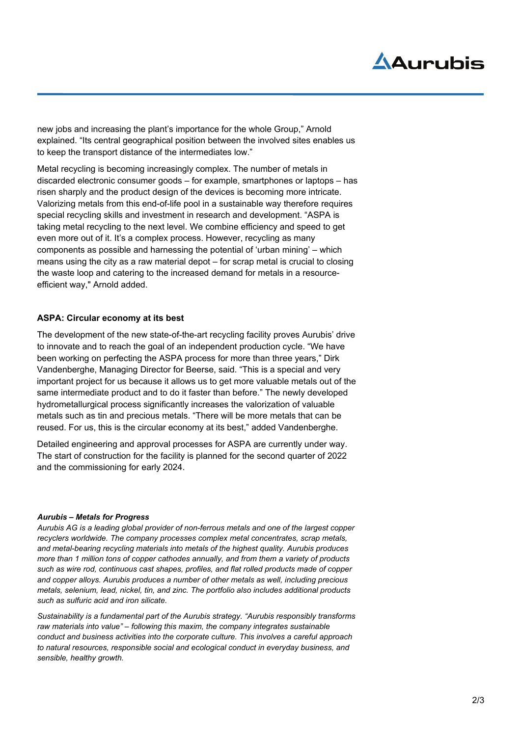new jobs and increasing the plant's importance for the whole Group," Arnold explained. "Its central geographical position between the involved sites enables us to keep the transport distance of the intermediates low."

Metal recycling is becoming increasingly complex. The number of metals in discarded electronic consumer goods – for example, smartphones or laptops – has risen sharply and the product design of the devices is becoming more intricate. Valorizing metals from this end-of-life pool in a sustainable way therefore requires special recycling skills and investment in research and development. "ASPA is taking metal recycling to the next level. We combine efficiency and speed to get even more out of it. It's a complex process. However, recycling as many components as possible and harnessing the potential of 'urban mining' – which means using the city as a raw material depot – for scrap metal is crucial to closing the waste loop and catering to the increased demand for metals in a resource-efficient way," Arnold added.

**ASPA: Circular economy at its best**

The development of the new state-of-the-art recycling facility proves Aurubis' drive to innovate and to reach the goal of an independent production cycle. "We have been working on perfecting the ASPA process for more than three years," Dirk Vandenberghe, Managing Director for Beerse, said. "This is a special and very important project for us because it allows us to get more valuable metals out of the same intermediate product and to do it faster than before." The newly developed hydrometallurgical process significantly increases the valorization of valuable metals such as tin and precious metals. "There will be more metals that can be reused. For us, this is the circular economy at its best," added Vandenberghe.

Detailed engineering and approval processes for ASPA are currently under way. The start of construction for the facility is planned for the second quarter of 2022 and the commissioning for early 2024.

***Aurubis – Metals for Progress***

*Aurubis AG is a leading global provider of non-ferrous metals and one of the largest copper recyclers worldwide. The company processes complex metal concentrates, scrap metals, and metal-bearing recycling materials into metals of the highest quality. Aurubis produces more than 1 million tons of copper cathodes annually, and from them a variety of products such as wire rod, continuous cast shapes, profiles, and flat rolled products made of copper and copper alloys. Aurubis produces a number of other metals as well, including precious metals, selenium, lead, nickel, tin, and zinc. The portfolio also includes additional products such as sulfuric acid and iron silicate.*

*Sustainability is a fundamental part of the Aurubis strategy. "Aurubis responsibly transforms raw materials into value" – following this maxim, the company integrates sustainable conduct and business activities into the corporate culture. This involves a careful approach to natural resources, responsible social and ecological conduct in everyday business, and sensible, healthy growth.*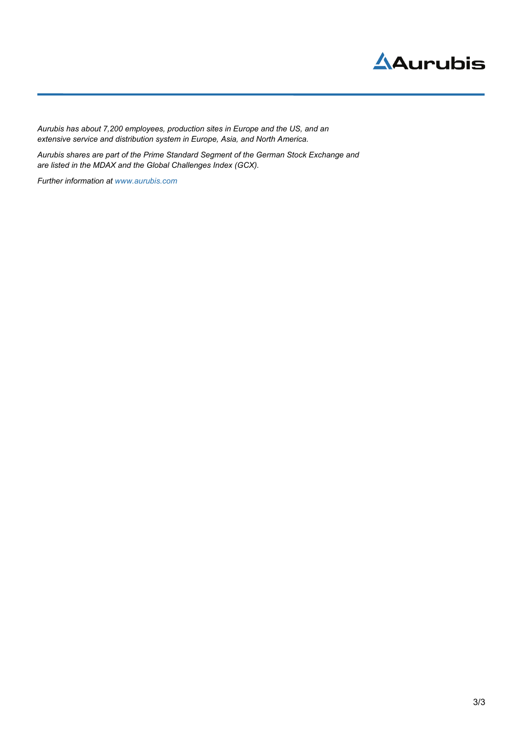*Aurubis has about 7,200 employees, production sites in Europe and the US, and an extensive service and distribution system in Europe, Asia, and North America.*

*Aurubis shares are part of the Prime Standard Segment of the German Stock Exchange and are listed in the MDAX and the Global Challenges Index (GCX).*

*Further information at www.aurubis.com*